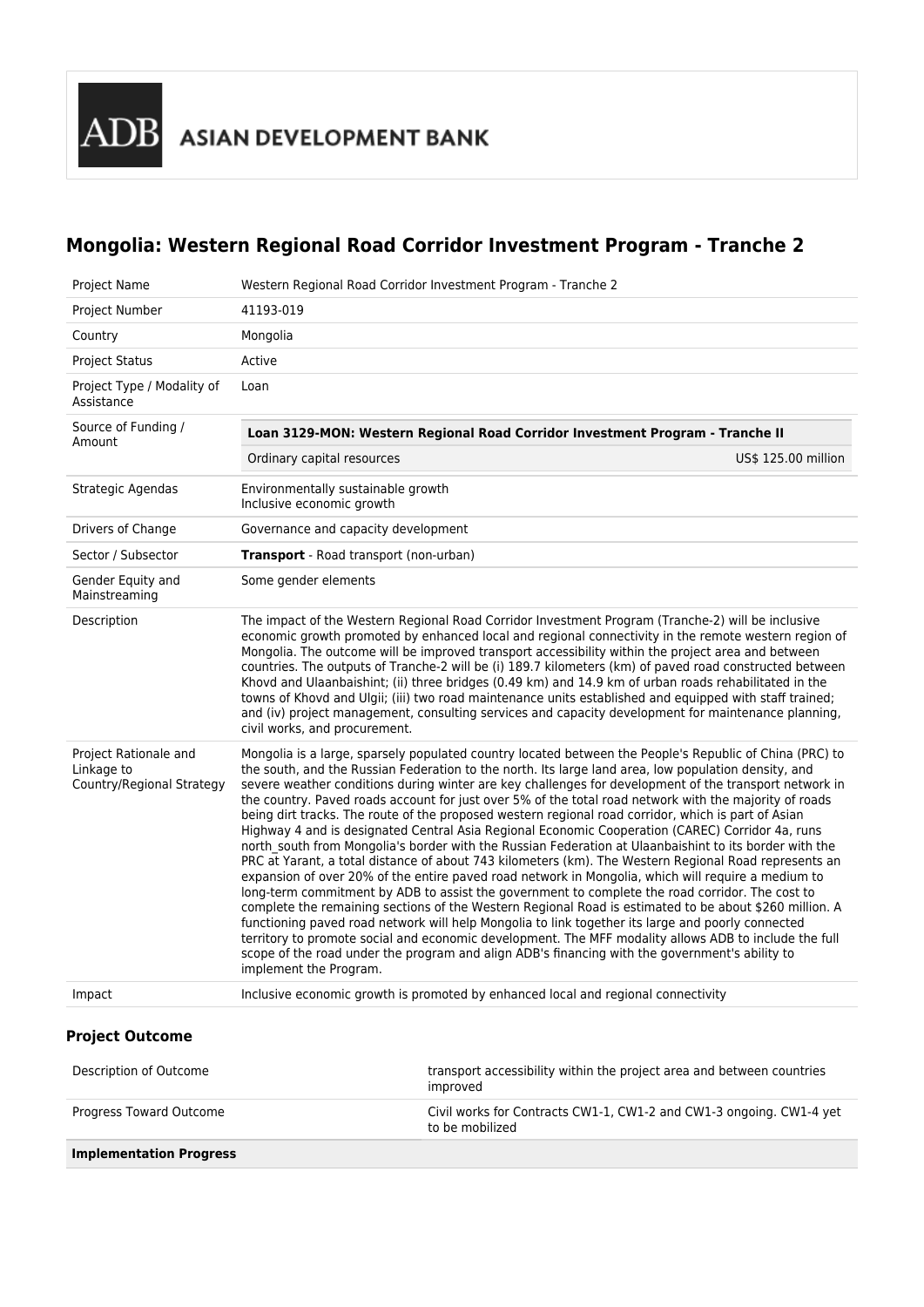ADB ASIAN DEVELOPMENT BANK

# Mongolia: Western Regional Road Corridor Investment Program - Tranche 2

| | |
|---|---|
| Project Name | Western Regional Road Corridor Investment Program - Tranche 2 |
| Project Number | 41193-019 |
| Country | Mongolia |
| Project Status | Active |
| Project Type / Modality of Assistance | Loan |
| Source of Funding / Amount | **Loan 3129-MON: Western Regional Road Corridor Investment Program - Tranche II**<br>Ordinary capital resources — US$ 125.00 million |
| Strategic Agendas | Environmentally sustainable growth<br>Inclusive economic growth |
| Drivers of Change | Governance and capacity development |
| Sector / Subsector | **Transport** - Road transport (non-urban) |
| Gender Equity and Mainstreaming | Some gender elements |
| Description | The impact of the Western Regional Road Corridor Investment Program (Tranche-2) will be inclusive economic growth promoted by enhanced local and regional connectivity in the remote western region of Mongolia. The outcome will be improved transport accessibility within the project area and between countries. The outputs of Tranche-2 will be (i) 189.7 kilometers (km) of paved road constructed between Khovd and Ulaanbaishint; (ii) three bridges (0.49 km) and 14.9 km of urban roads rehabilitated in the towns of Khovd and Ulgii; (iii) two road maintenance units established and equipped with staff trained; and (iv) project management, consulting services and capacity development for maintenance planning, civil works, and procurement. |
| Project Rationale and Linkage to Country/Regional Strategy | Mongolia is a large, sparsely populated country located between the People's Republic of China (PRC) to the south, and the Russian Federation to the north. Its large land area, low population density, and severe weather conditions during winter are key challenges for development of the transport network in the country. Paved roads account for just over 5% of the total road network with the majority of roads being dirt tracks. The route of the proposed western regional road corridor, which is part of Asian Highway 4 and is designated Central Asia Regional Economic Cooperation (CAREC) Corridor 4a, runs north_south from Mongolia's border with the Russian Federation at Ulaanbaishint to its border with the PRC at Yarant, a total distance of about 743 kilometers (km). The Western Regional Road represents an expansion of over 20% of the entire paved road network in Mongolia, which will require a medium to long-term commitment by ADB to assist the government to complete the road corridor. The cost to complete the remaining sections of the Western Regional Road is estimated to be about $260 million. A functioning paved road network will help Mongolia to link together its large and poorly connected territory to promote social and economic development. The MFF modality allows ADB to include the full scope of the road under the program and align ADB's financing with the government's ability to implement the Program. |
| Impact | Inclusive economic growth is promoted by enhanced local and regional connectivity |

### Project Outcome

| | |
|---|---|
| Description of Outcome | transport accessibility within the project area and between countries improved |
| Progress Toward Outcome | Civil works for Contracts CW1-1, CW1-2 and CW1-3 ongoing. CW1-4 yet to be mobilized |
| **Implementation Progress** | |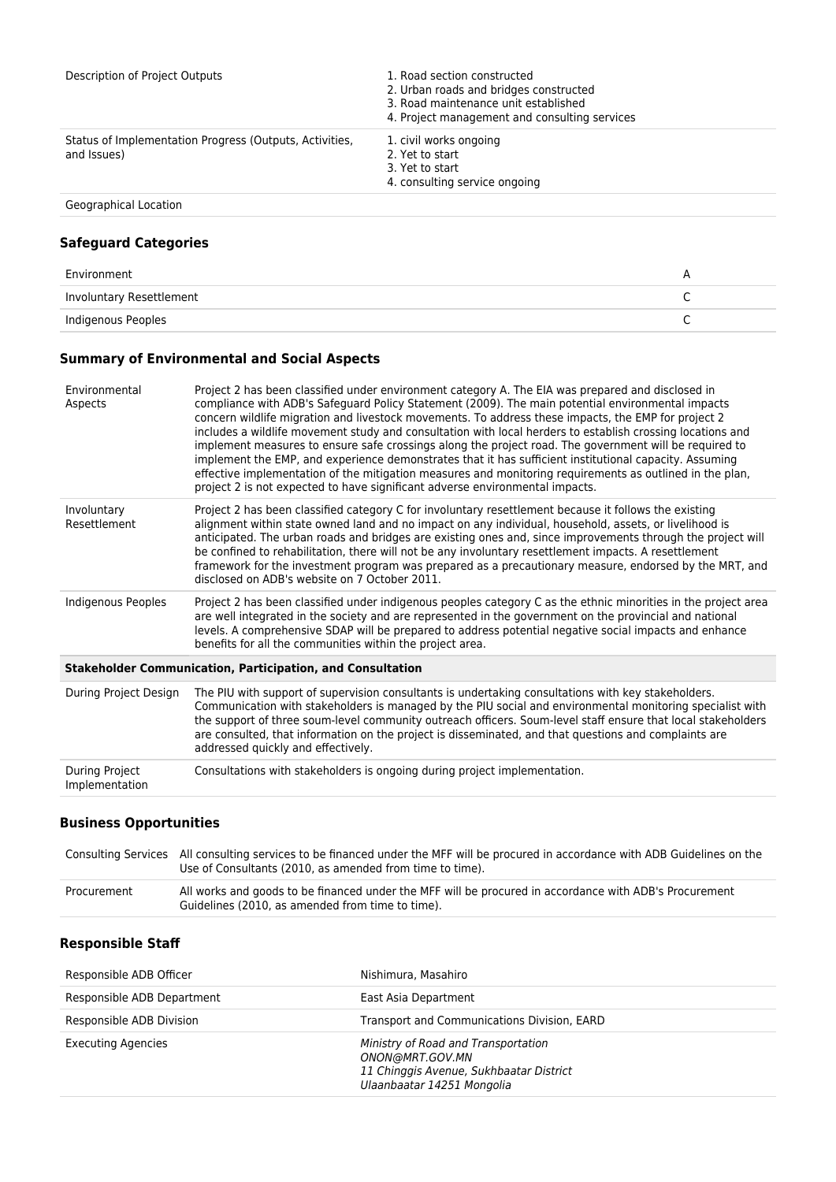| | |
|---|---|
| Description of Project Outputs | 1. Road section constructed<br>2. Urban roads and bridges constructed<br>3. Road maintenance unit established<br>4. Project management and consulting services |
| Status of Implementation Progress (Outputs, Activities, and Issues) | 1. civil works ongoing<br>2. Yet to start<br>3. Yet to start<br>4. consulting service ongoing |
| Geographical Location | |

### Safeguard Categories

| | |
|---|---|
| Environment | A |
| Involuntary Resettlement | C |
| Indigenous Peoples | C |

### Summary of Environmental and Social Aspects

| | |
|---|---|
| Environmental Aspects | Project 2 has been classified under environment category A. The EIA was prepared and disclosed in compliance with ADB's Safeguard Policy Statement (2009). The main potential environmental impacts concern wildlife migration and livestock movements. To address these impacts, the EMP for project 2 includes a wildlife movement study and consultation with local herders to establish crossing locations and implement measures to ensure safe crossings along the project road. The government will be required to implement the EMP, and experience demonstrates that it has sufficient institutional capacity. Assuming effective implementation of the mitigation measures and monitoring requirements as outlined in the plan, project 2 is not expected to have significant adverse environmental impacts. |
| Involuntary Resettlement | Project 2 has been classified category C for involuntary resettlement because it follows the existing alignment within state owned land and no impact on any individual, household, assets, or livelihood is anticipated. The urban roads and bridges are existing ones and, since improvements through the project will be confined to rehabilitation, there will not be any involuntary resettlement impacts. A resettlement framework for the investment program was prepared as a precautionary measure, endorsed by the MRT, and disclosed on ADB's website on 7 October 2011. |
| Indigenous Peoples | Project 2 has been classified under indigenous peoples category C as the ethnic minorities in the project area are well integrated in the society and are represented in the government on the provincial and national levels. A comprehensive SDAP will be prepared to address potential negative social impacts and enhance benefits for all the communities within the project area. |
| **Stakeholder Communication, Participation, and Consultation** | |
| During Project Design | The PIU with support of supervision consultants is undertaking consultations with key stakeholders. Communication with stakeholders is managed by the PIU social and environmental monitoring specialist with the support of three soum-level community outreach officers. Soum-level staff ensure that local stakeholders are consulted, that information on the project is disseminated, and that questions and complaints are addressed quickly and effectively. |
| During Project Implementation | Consultations with stakeholders is ongoing during project implementation. |

### Business Opportunities

| | |
|---|---|
| Consulting Services | All consulting services to be financed under the MFF will be procured in accordance with ADB Guidelines on the Use of Consultants (2010, as amended from time to time). |
| Procurement | All works and goods to be financed under the MFF will be procured in accordance with ADB's Procurement Guidelines (2010, as amended from time to time). |

### Responsible Staff

| | |
|---|---|
| Responsible ADB Officer | Nishimura, Masahiro |
| Responsible ADB Department | East Asia Department |
| Responsible ADB Division | Transport and Communications Division, EARD |
| Executing Agencies | *Ministry of Road and Transportation*<br>*ONON@MRT.GOV.MN*<br>*11 Chinggis Avenue, Sukhbaatar District*<br>*Ulaanbaatar 14251 Mongolia* |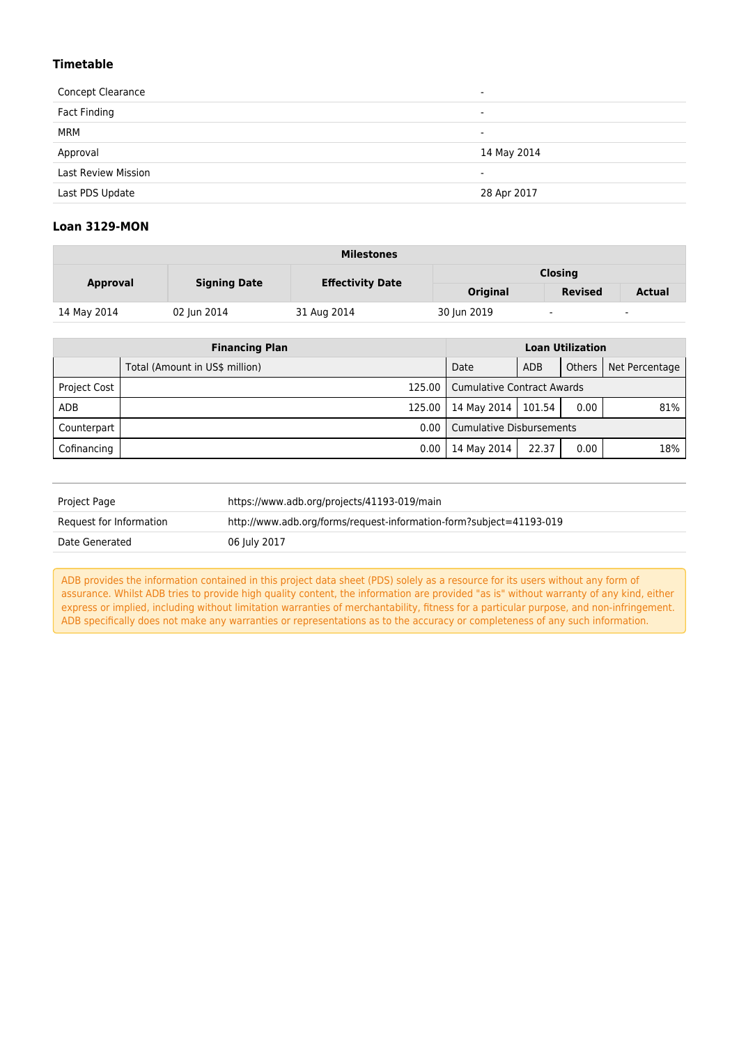### Timetable

| | |
|---|---|
| Concept Clearance | - |
| Fact Finding | - |
| MRM | - |
| Approval | 14 May 2014 |
| Last Review Mission | - |
| Last PDS Update | 28 Apr 2017 |

### Loan 3129-MON

| Milestones | | | | | |
|---|---|---|---|---|---|
| Approval | Signing Date | Effectivity Date | Closing | | |
| | | | Original | Revised | Actual |
| 14 May 2014 | 02 Jun 2014 | 31 Aug 2014 | 30 Jun 2019 | - | - |

| Financing Plan | | Loan Utilization | | | |
|---|---|---|---|---|---|
| | Total (Amount in US$ million) | Date | ADB | Others | Net Percentage |
| Project Cost | 125.00 | Cumulative Contract Awards | | | |
| ADB | 125.00 | 14 May 2014 | 101.54 | 0.00 | 81% |
| Counterpart | 0.00 | Cumulative Disbursements | | | |
| Cofinancing | 0.00 | 14 May 2014 | 22.37 | 0.00 | 18% |

| | |
|---|---|
| Project Page | https://www.adb.org/projects/41193-019/main |
| Request for Information | http://www.adb.org/forms/request-information-form?subject=41193-019 |
| Date Generated | 06 July 2017 |

ADB provides the information contained in this project data sheet (PDS) solely as a resource for its users without any form of assurance. Whilst ADB tries to provide high quality content, the information are provided "as is" without warranty of any kind, either express or implied, including without limitation warranties of merchantability, fitness for a particular purpose, and non-infringement. ADB specifically does not make any warranties or representations as to the accuracy or completeness of any such information.